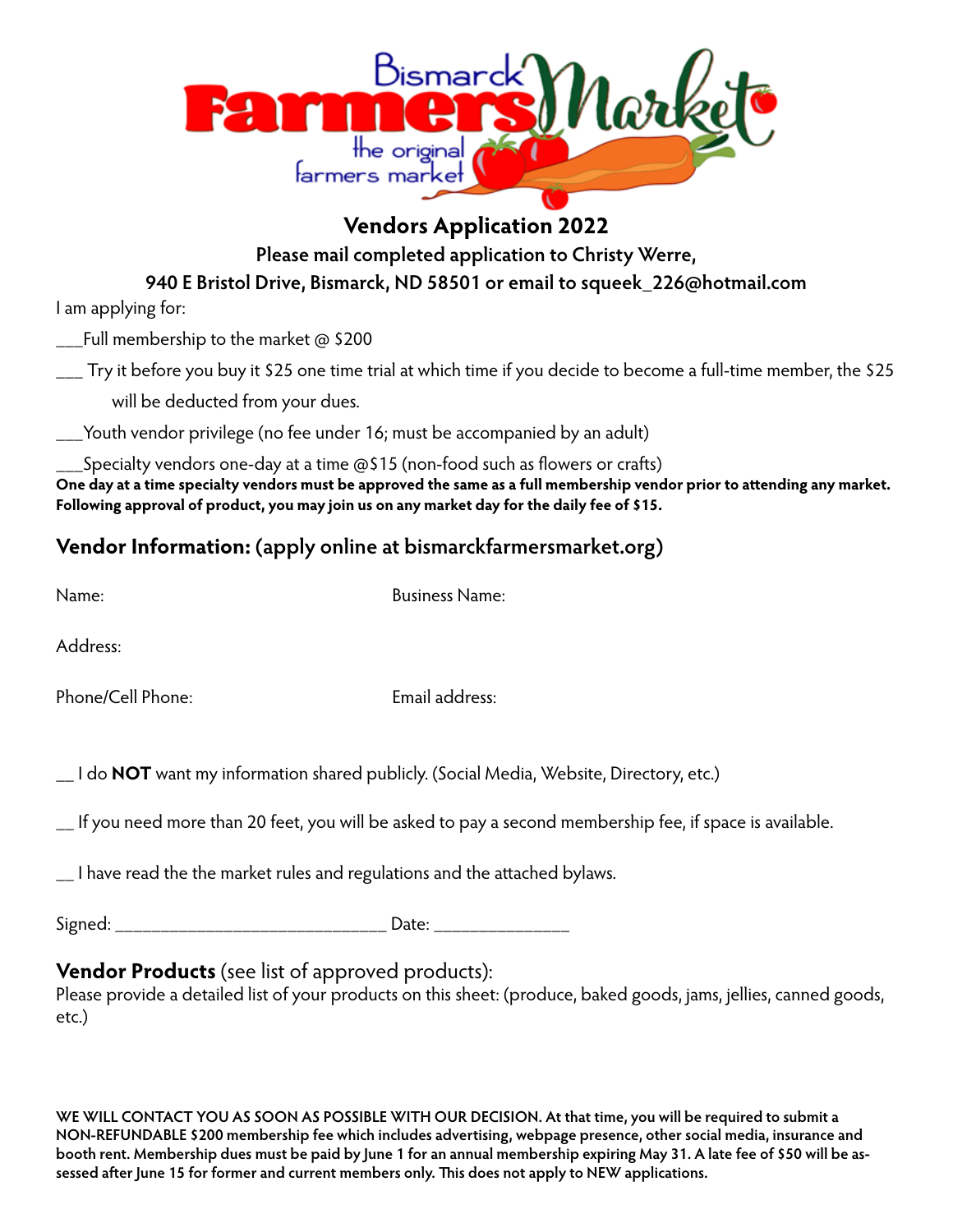Bismarck Farmers Market

the original farmers market

# Vendors Application 2022

**Please mail completed application to Christy Werre,**

**940 E Bristol Drive, Bismarck, ND 58501 or email to squeek_226@hotmail.com**

I am applying for:

___Full membership to the market @ $200

___ Try it before you buy it $25 one time trial at which time if you decide to become a full-time member, the $25 will be deducted from your dues.

___Youth vendor privilege (no fee under 16; must be accompanied by an adult)

___Specialty vendors one-day at a time @$15 (non-food such as flowers or crafts)

**One day at a time specialty vendors must be approved the same as a full membership vendor prior to attending any market. Following approval of product, you may join us on any market day for the daily fee of $15.**

## Vendor Information: (apply online at bismarckfarmersmarket.org)

Name: Business Name:

Address:

Phone/Cell Phone: Email address:

__ I do **NOT** want my information shared publicly. (Social Media, Website, Directory, etc.)

__ If you need more than 20 feet, you will be asked to pay a second membership fee, if space is available.

__ I have read the the market rules and regulations and the attached bylaws.

Signed: ______________________________ Date: _______________

## Vendor Products (see list of approved products):

Please provide a detailed list of your products on this sheet: (produce, baked goods, jams, jellies, canned goods, etc.)

**WE WILL CONTACT YOU AS SOON AS POSSIBLE WITH OUR DECISION. At that time, you will be required to submit a NON-REFUNDABLE $200 membership fee which includes advertising, webpage presence, other social media, insurance and booth rent. Membership dues must be paid by June 1 for an annual membership expiring May 31. A late fee of $50 will be assessed after June 15 for former and current members only. This does not apply to NEW applications.**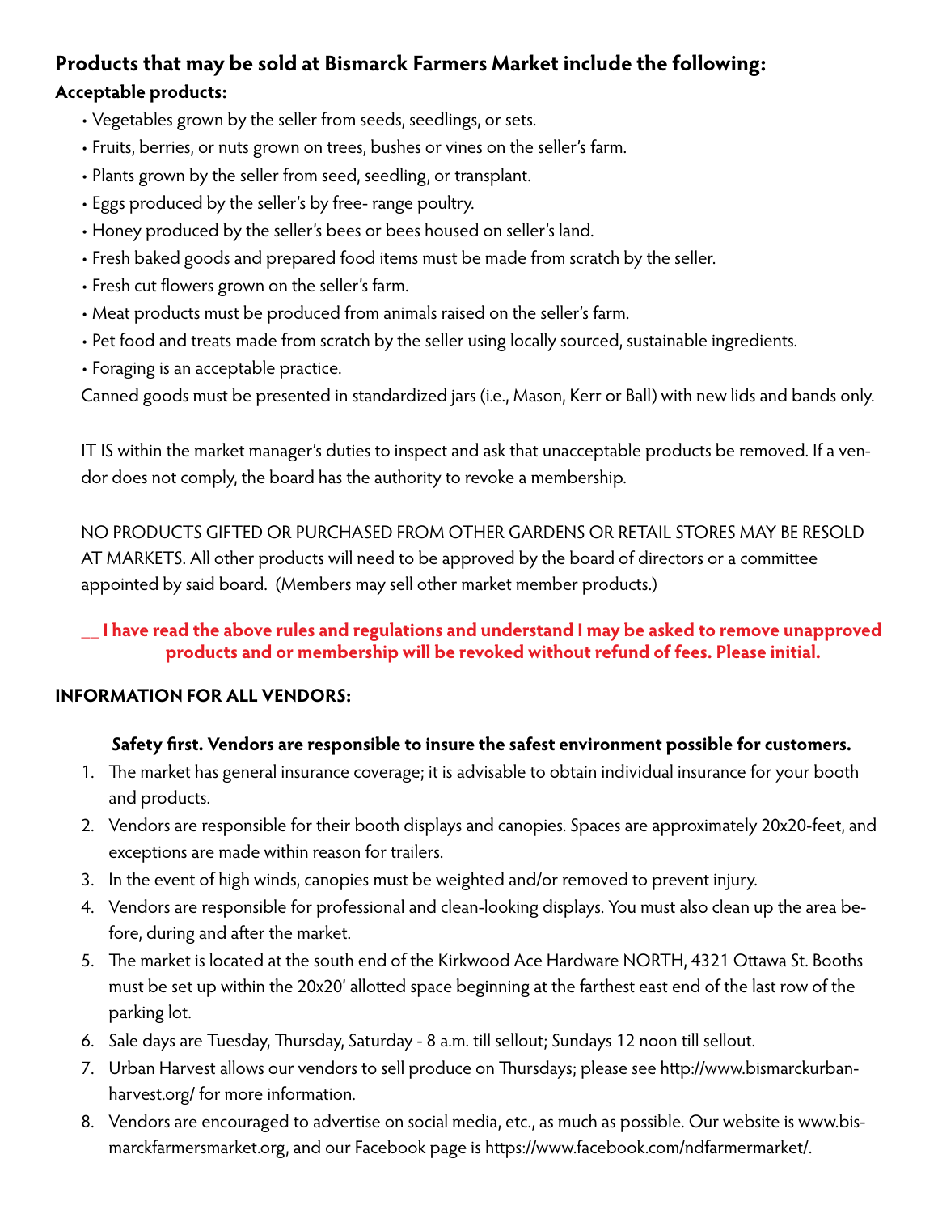## Products that may be sold at Bismarck Farmers Market include the following:

### Acceptable products:

- Vegetables grown by the seller from seeds, seedlings, or sets.
- Fruits, berries, or nuts grown on trees, bushes or vines on the seller's farm.
- Plants grown by the seller from seed, seedling, or transplant.
- Eggs produced by the seller's by free- range poultry.
- Honey produced by the seller's bees or bees housed on seller's land.
- Fresh baked goods and prepared food items must be made from scratch by the seller.
- Fresh cut flowers grown on the seller's farm.
- Meat products must be produced from animals raised on the seller's farm.
- Pet food and treats made from scratch by the seller using locally sourced, sustainable ingredients.
- Foraging is an acceptable practice.

Canned goods must be presented in standardized jars (i.e., Mason, Kerr or Ball) with new lids and bands only.

IT IS within the market manager's duties to inspect and ask that unacceptable products be removed. If a vendor does not comply, the board has the authority to revoke a membership.

NO PRODUCTS GIFTED OR PURCHASED FROM OTHER GARDENS OR RETAIL STORES MAY BE RESOLD AT MARKETS. All other products will need to be approved by the board of directors or a committee appointed by said board. (Members may sell other market member products.)

**__ I have read the above rules and regulations and understand I may be asked to remove unapproved products and or membership will be revoked without refund of fees. Please initial.**

### INFORMATION FOR ALL VENDORS:

**Safety first. Vendors are responsible to insure the safest environment possible for customers.**

1. The market has general insurance coverage; it is advisable to obtain individual insurance for your booth and products.
2. Vendors are responsible for their booth displays and canopies. Spaces are approximately 20x20-feet, and exceptions are made within reason for trailers.
3. In the event of high winds, canopies must be weighted and/or removed to prevent injury.
4. Vendors are responsible for professional and clean-looking displays. You must also clean up the area before, during and after the market.
5. The market is located at the south end of the Kirkwood Ace Hardware NORTH, 4321 Ottawa St. Booths must be set up within the 20x20' allotted space beginning at the farthest east end of the last row of the parking lot.
6. Sale days are Tuesday, Thursday, Saturday - 8 a.m. till sellout; Sundays 12 noon till sellout.
7. Urban Harvest allows our vendors to sell produce on Thursdays; please see http://www.bismarckurbanharvest.org/ for more information.
8. Vendors are encouraged to advertise on social media, etc., as much as possible. Our website is www.bismarckfarmersmarket.org, and our Facebook page is https://www.facebook.com/ndfarmermarket/.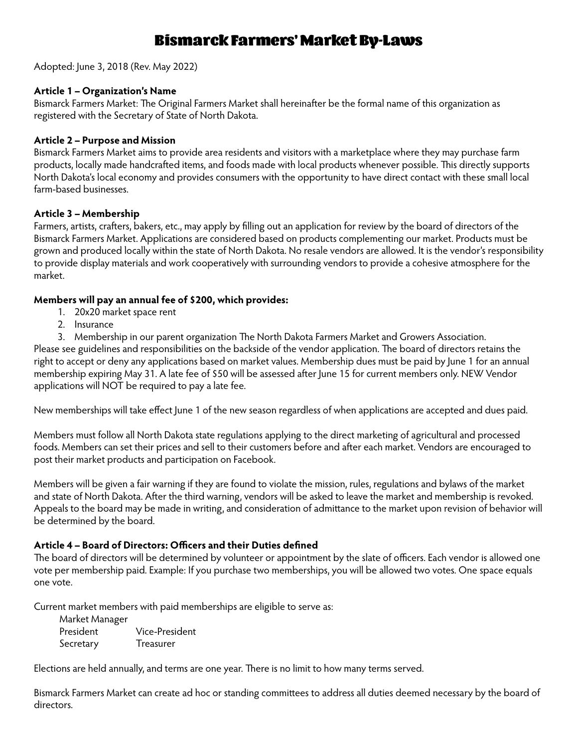# Bismarck Farmers' Market By-Laws

Adopted: June 3, 2018 (Rev. May 2022)

**Article 1 – Organization's Name**

Bismarck Farmers Market: The Original Farmers Market shall hereinafter be the formal name of this organization as registered with the Secretary of State of North Dakota.

**Article 2 – Purpose and Mission**

Bismarck Farmers Market aims to provide area residents and visitors with a marketplace where they may purchase farm products, locally made handcrafted items, and foods made with local products whenever possible. This directly supports North Dakota's local economy and provides consumers with the opportunity to have direct contact with these small local farm-based businesses.

**Article 3 – Membership**

Farmers, artists, crafters, bakers, etc., may apply by filling out an application for review by the board of directors of the Bismarck Farmers Market. Applications are considered based on products complementing our market. Products must be grown and produced locally within the state of North Dakota. No resale vendors are allowed. It is the vendor's responsibility to provide display materials and work cooperatively with surrounding vendors to provide a cohesive atmosphere for the market.

**Members will pay an annual fee of $200, which provides:**

1. 20x20 market space rent
2. Insurance
3. Membership in our parent organization The North Dakota Farmers Market and Growers Association.

Please see guidelines and responsibilities on the backside of the vendor application. The board of directors retains the right to accept or deny any applications based on market values. Membership dues must be paid by June 1 for an annual membership expiring May 31. A late fee of $50 will be assessed after June 15 for current members only. NEW Vendor applications will NOT be required to pay a late fee.

New memberships will take effect June 1 of the new season regardless of when applications are accepted and dues paid.

Members must follow all North Dakota state regulations applying to the direct marketing of agricultural and processed foods. Members can set their prices and sell to their customers before and after each market. Vendors are encouraged to post their market products and participation on Facebook.

Members will be given a fair warning if they are found to violate the mission, rules, regulations and bylaws of the market and state of North Dakota. After the third warning, vendors will be asked to leave the market and membership is revoked. Appeals to the board may be made in writing, and consideration of admittance to the market upon revision of behavior will be determined by the board.

**Article 4 – Board of Directors: Officers and their Duties defined**

The board of directors will be determined by volunteer or appointment by the slate of officers. Each vendor is allowed one vote per membership paid. Example: If you purchase two memberships, you will be allowed two votes. One space equals one vote.

Current market members with paid memberships are eligible to serve as:

Market Manager
President Vice-President
Secretary Treasurer

Elections are held annually, and terms are one year. There is no limit to how many terms served.

Bismarck Farmers Market can create ad hoc or standing committees to address all duties deemed necessary by the board of directors.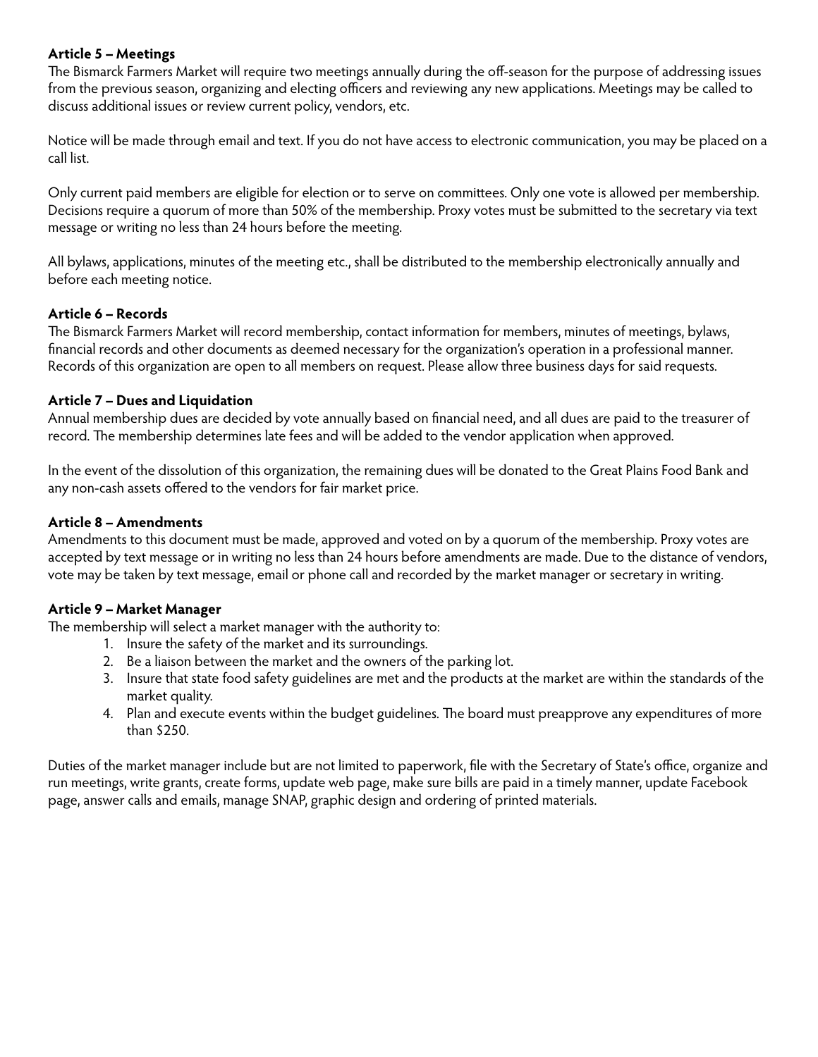**Article 5 – Meetings**
The Bismarck Farmers Market will require two meetings annually during the off-season for the purpose of addressing issues from the previous season, organizing and electing officers and reviewing any new applications. Meetings may be called to discuss additional issues or review current policy, vendors, etc.

Notice will be made through email and text. If you do not have access to electronic communication, you may be placed on a call list.

Only current paid members are eligible for election or to serve on committees. Only one vote is allowed per membership. Decisions require a quorum of more than 50% of the membership. Proxy votes must be submitted to the secretary via text message or writing no less than 24 hours before the meeting.

All bylaws, applications, minutes of the meeting etc., shall be distributed to the membership electronically annually and before each meeting notice.

**Article 6 – Records**
The Bismarck Farmers Market will record membership, contact information for members, minutes of meetings, bylaws, financial records and other documents as deemed necessary for the organization's operation in a professional manner. Records of this organization are open to all members on request. Please allow three business days for said requests.

**Article 7 – Dues and Liquidation**
Annual membership dues are decided by vote annually based on financial need, and all dues are paid to the treasurer of record. The membership determines late fees and will be added to the vendor application when approved.

In the event of the dissolution of this organization, the remaining dues will be donated to the Great Plains Food Bank and any non-cash assets offered to the vendors for fair market price.

**Article 8 – Amendments**
Amendments to this document must be made, approved and voted on by a quorum of the membership. Proxy votes are accepted by text message or in writing no less than 24 hours before amendments are made. Due to the distance of vendors, vote may be taken by text message, email or phone call and recorded by the market manager or secretary in writing.

**Article 9 – Market Manager**
The membership will select a market manager with the authority to:

1. Insure the safety of the market and its surroundings.
2. Be a liaison between the market and the owners of the parking lot.
3. Insure that state food safety guidelines are met and the products at the market are within the standards of the market quality.
4. Plan and execute events within the budget guidelines. The board must preapprove any expenditures of more than $250.

Duties of the market manager include but are not limited to paperwork, file with the Secretary of State's office, organize and run meetings, write grants, create forms, update web page, make sure bills are paid in a timely manner, update Facebook page, answer calls and emails, manage SNAP, graphic design and ordering of printed materials.